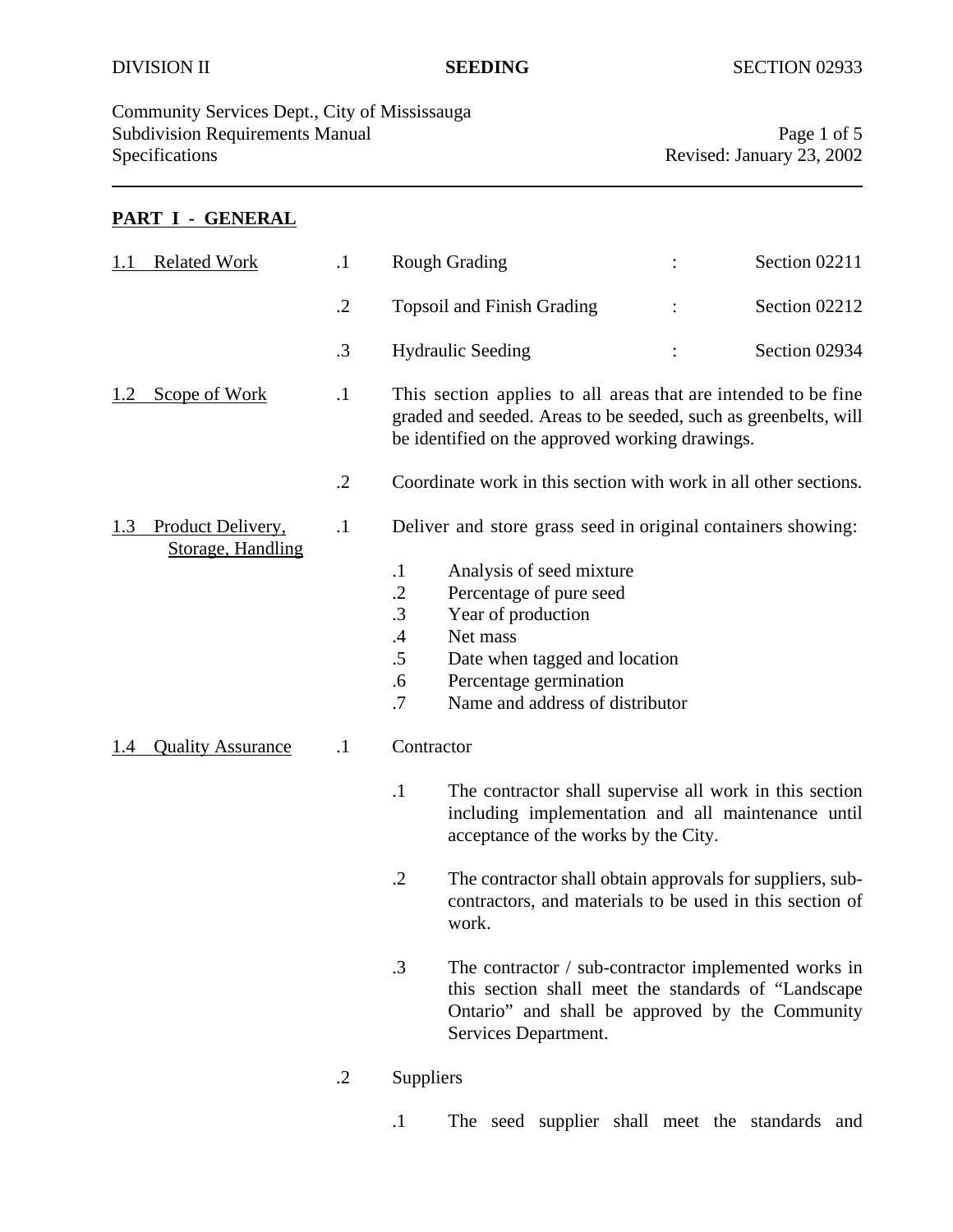DIVISION II **SEEDING** SECTION 02933

Community Services Dept., City of Mississauga
Subdivision Requirements Manual
Specifications
Revised: January 23, 2002

## PART I - GENERAL

**1.1 Related Work**

.1 Rough Grading : Section 02211

.2 Topsoil and Finish Grading : Section 02212

.3 Hydraulic Seeding : Section 02934

**1.2 Scope of Work**

.1 This section applies to all areas that are intended to be fine graded and seeded. Areas to be seeded, such as greenbelts, will be identified on the approved working drawings.

.2 Coordinate work in this section with work in all other sections.

**1.3 Product Delivery, Storage, Handling**

.1 Deliver and store grass seed in original containers showing:

- .1 Analysis of seed mixture
- .2 Percentage of pure seed
- .3 Year of production
- .4 Net mass
- .5 Date when tagged and location
- .6 Percentage germination
- .7 Name and address of distributor

**1.4 Quality Assurance**

.1 Contractor

- .1 The contractor shall supervise all work in this section including implementation and all maintenance until acceptance of the works by the City.
- .2 The contractor shall obtain approvals for suppliers, sub-contractors, and materials to be used in this section of work.
- .3 The contractor / sub-contractor implemented works in this section shall meet the standards of "Landscape Ontario" and shall be approved by the Community Services Department.

.2 Suppliers

- .1 The seed supplier shall meet the standards and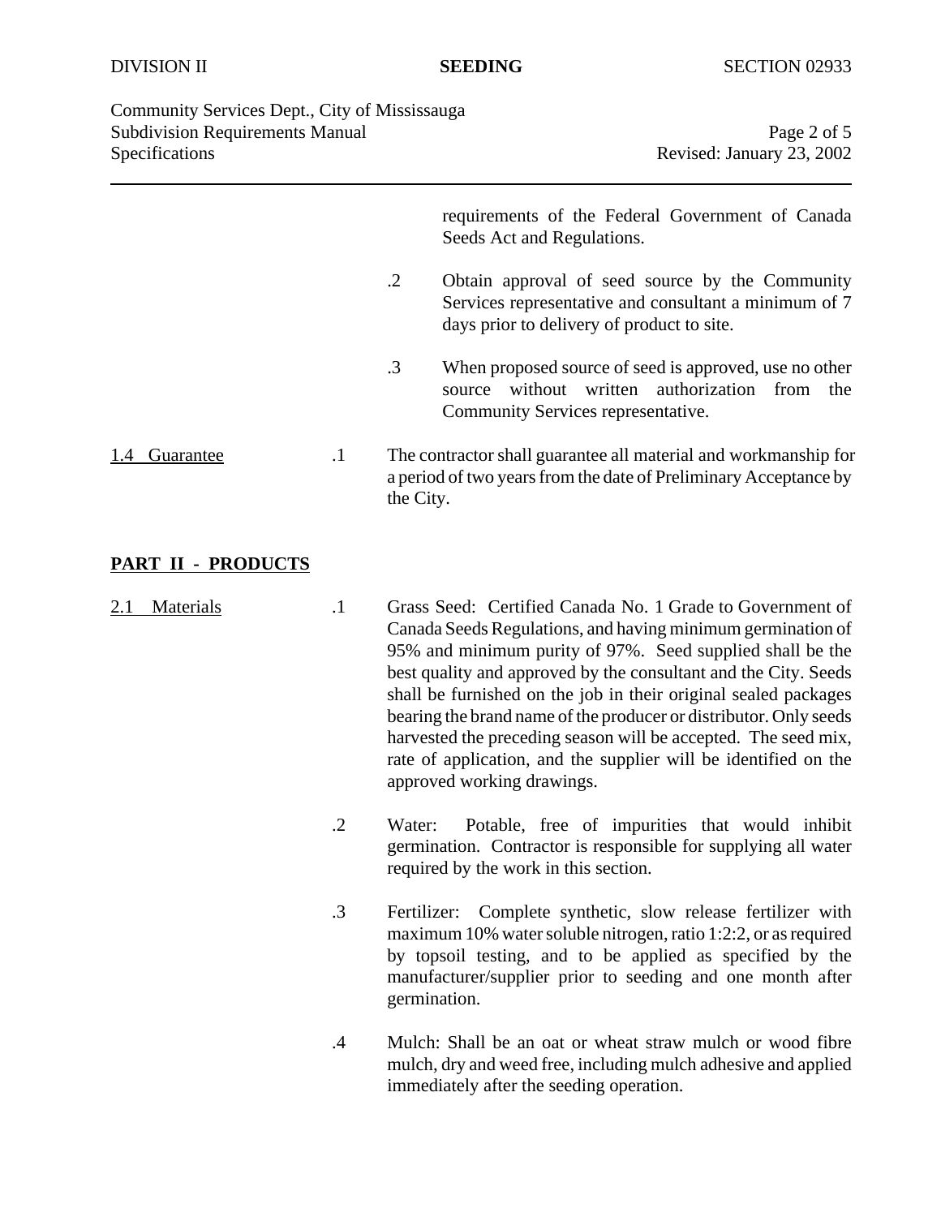requirements of the Federal Government of Canada Seeds Act and Regulations.

.2 Obtain approval of seed source by the Community Services representative and consultant a minimum of 7 days prior to delivery of product to site.

.3 When proposed source of seed is approved, use no other source without written authorization from the Community Services representative.

1.4 Guarantee

.1 The contractor shall guarantee all material and workmanship for a period of two years from the date of Preliminary Acceptance by the City.

## PART II - PRODUCTS

2.1 Materials

.1 Grass Seed: Certified Canada No. 1 Grade to Government of Canada Seeds Regulations, and having minimum germination of 95% and minimum purity of 97%. Seed supplied shall be the best quality and approved by the consultant and the City. Seeds shall be furnished on the job in their original sealed packages bearing the brand name of the producer or distributor. Only seeds harvested the preceding season will be accepted. The seed mix, rate of application, and the supplier will be identified on the approved working drawings.

.2 Water: Potable, free of impurities that would inhibit germination. Contractor is responsible for supplying all water required by the work in this section.

.3 Fertilizer: Complete synthetic, slow release fertilizer with maximum 10% water soluble nitrogen, ratio 1:2:2, or as required by topsoil testing, and to be applied as specified by the manufacturer/supplier prior to seeding and one month after germination.

.4 Mulch: Shall be an oat or wheat straw mulch or wood fibre mulch, dry and weed free, including mulch adhesive and applied immediately after the seeding operation.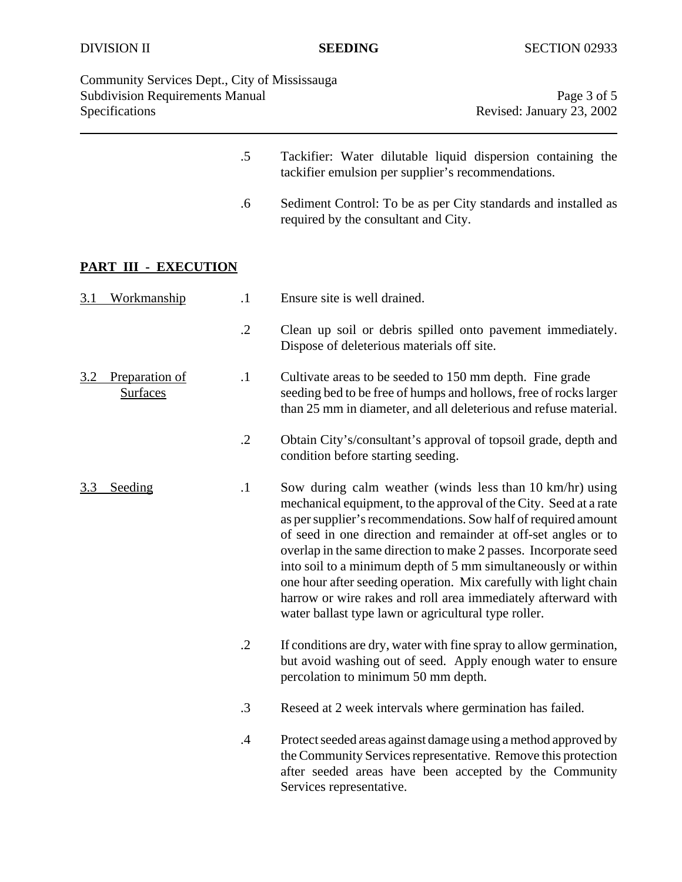.5 Tackifier: Water dilutable liquid dispersion containing the tackifier emulsion per supplier's recommendations.

.6 Sediment Control: To be as per City standards and installed as required by the consultant and City.

## PART III - EXECUTION

**3.1 Workmanship**

.1 Ensure site is well drained.

.2 Clean up soil or debris spilled onto pavement immediately. Dispose of deleterious materials off site.

**3.2 Preparation of Surfaces**

.1 Cultivate areas to be seeded to 150 mm depth. Fine grade seeding bed to be free of humps and hollows, free of rocks larger than 25 mm in diameter, and all deleterious and refuse material.

.2 Obtain City's/consultant's approval of topsoil grade, depth and condition before starting seeding.

**3.3 Seeding**

.1 Sow during calm weather (winds less than 10 km/hr) using mechanical equipment, to the approval of the City. Seed at a rate as per supplier's recommendations. Sow half of required amount of seed in one direction and remainder at off-set angles or to overlap in the same direction to make 2 passes. Incorporate seed into soil to a minimum depth of 5 mm simultaneously or within one hour after seeding operation. Mix carefully with light chain harrow or wire rakes and roll area immediately afterward with water ballast type lawn or agricultural type roller.

.2 If conditions are dry, water with fine spray to allow germination, but avoid washing out of seed. Apply enough water to ensure percolation to minimum 50 mm depth.

.3 Reseed at 2 week intervals where germination has failed.

.4 Protect seeded areas against damage using a method approved by the Community Services representative. Remove this protection after seeded areas have been accepted by the Community Services representative.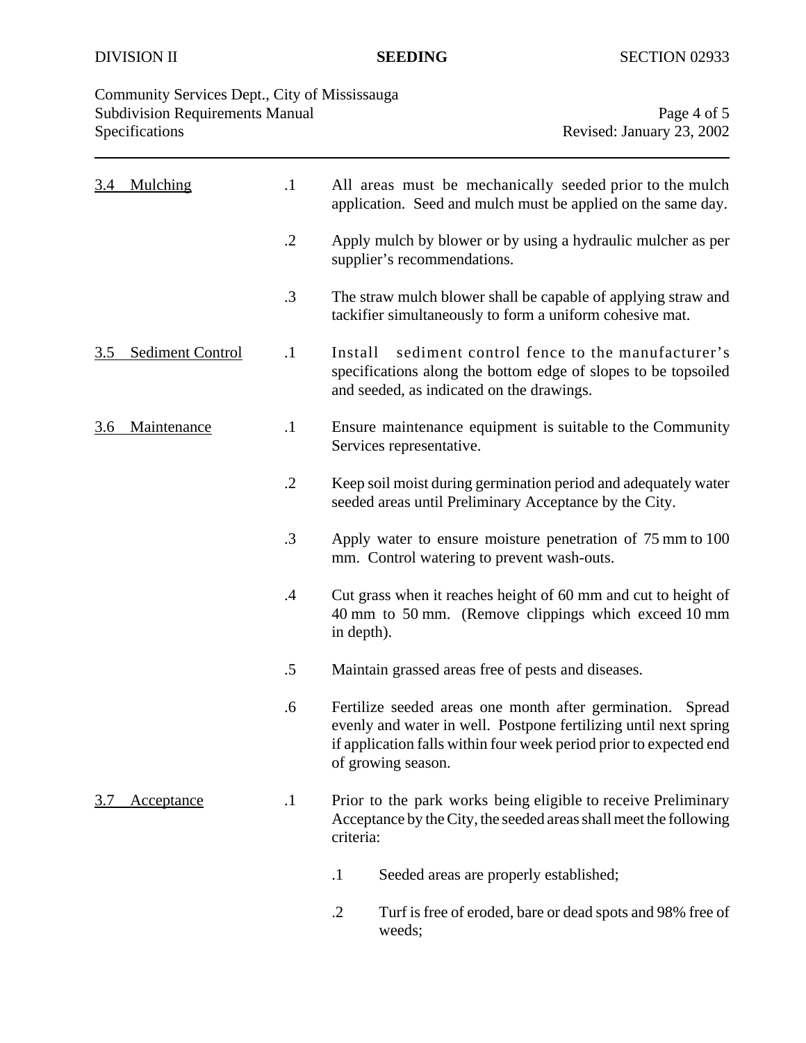### 3.4 Mulching

.1 All areas must be mechanically seeded prior to the mulch application. Seed and mulch must be applied on the same day.

.2 Apply mulch by blower or by using a hydraulic mulcher as per supplier's recommendations.

.3 The straw mulch blower shall be capable of applying straw and tackifier simultaneously to form a uniform cohesive mat.

### 3.5 Sediment Control

.1 Install sediment control fence to the manufacturer's specifications along the bottom edge of slopes to be topsoiled and seeded, as indicated on the drawings.

### 3.6 Maintenance

.1 Ensure maintenance equipment is suitable to the Community Services representative.

.2 Keep soil moist during germination period and adequately water seeded areas until Preliminary Acceptance by the City.

.3 Apply water to ensure moisture penetration of 75 mm to 100 mm. Control watering to prevent wash-outs.

.4 Cut grass when it reaches height of 60 mm and cut to height of 40 mm to 50 mm. (Remove clippings which exceed 10 mm in depth).

.5 Maintain grassed areas free of pests and diseases.

.6 Fertilize seeded areas one month after germination. Spread evenly and water in well. Postpone fertilizing until next spring if application falls within four week period prior to expected end of growing season.

### 3.7 Acceptance

.1 Prior to the park works being eligible to receive Preliminary Acceptance by the City, the seeded areas shall meet the following criteria:

- .1 Seeded areas are properly established;
- .2 Turf is free of eroded, bare or dead spots and 98% free of weeds;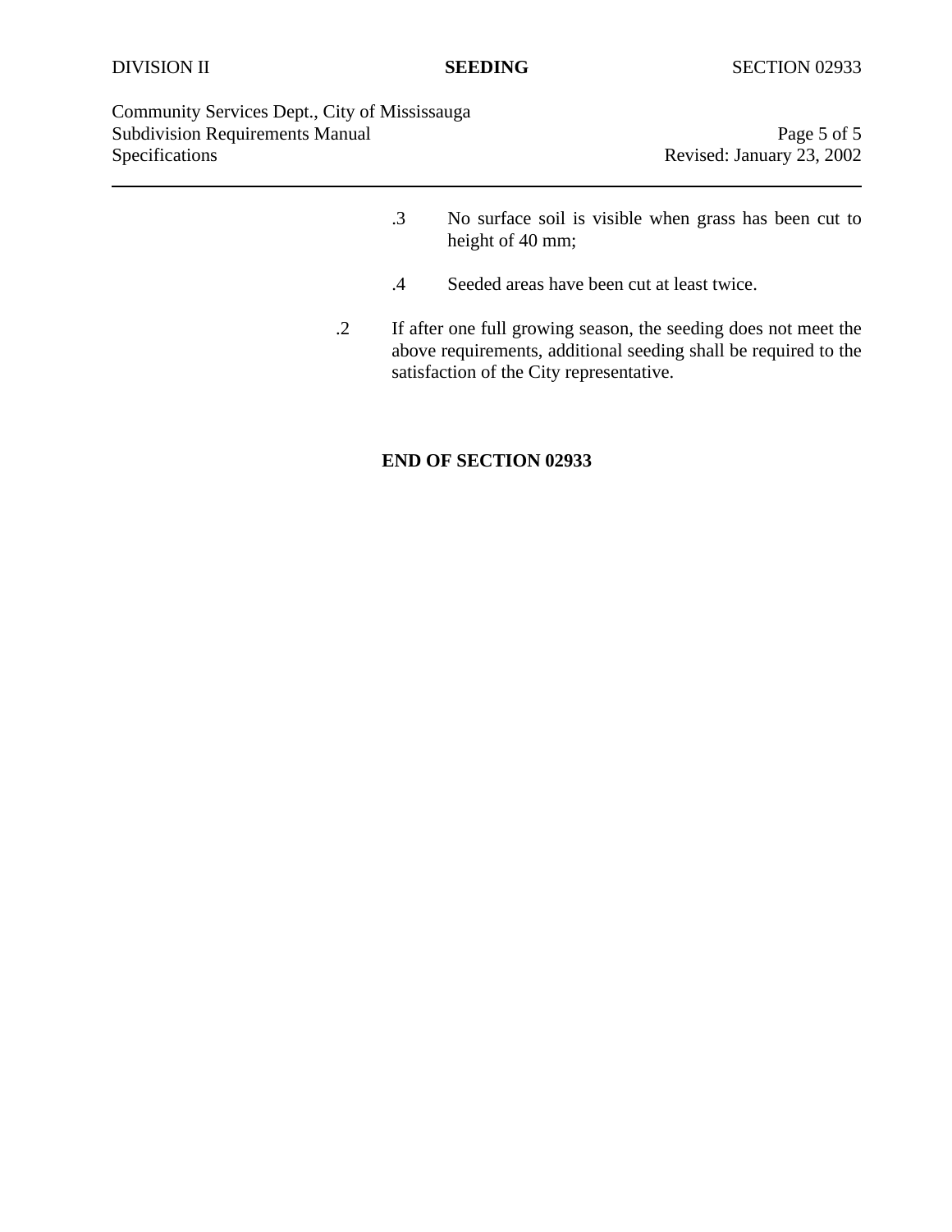.3 No surface soil is visible when grass has been cut to height of 40 mm;

.4 Seeded areas have been cut at least twice.

.2 If after one full growing season, the seeding does not meet the above requirements, additional seeding shall be required to the satisfaction of the City representative.

**END OF SECTION 02933**